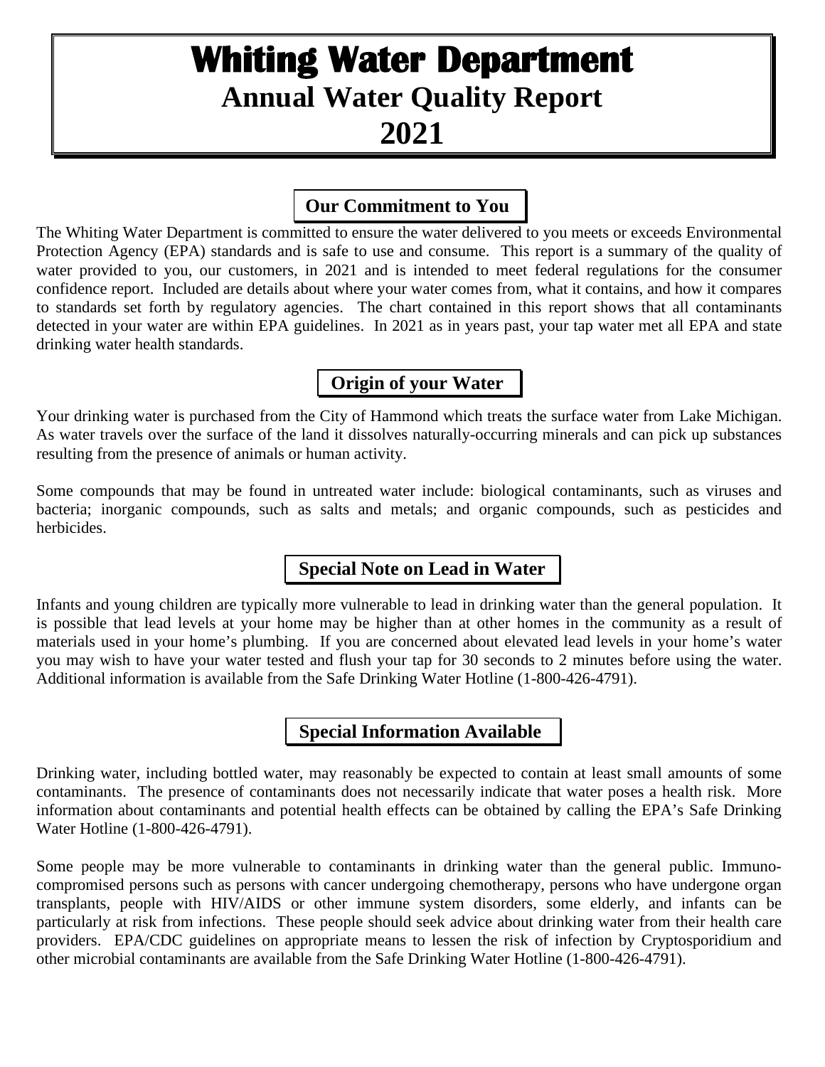# Whiting Water Department

## Annual Water Quality Report

## 2021

### Our Commitment to You

The Whiting Water Department is committed to ensure the water delivered to you meets or exceeds Environmental Protection Agency (EPA) standards and is safe to use and consume. This report is a summary of the quality of water provided to you, our customers, in 2021 and is intended to meet federal regulations for the consumer confidence report. Included are details about where your water comes from, what it contains, and how it compares to standards set forth by regulatory agencies. The chart contained in this report shows that all contaminants detected in your water are within EPA guidelines. In 2021 as in years past, your tap water met all EPA and state drinking water health standards.

### Origin of your Water

Your drinking water is purchased from the City of Hammond which treats the surface water from Lake Michigan. As water travels over the surface of the land it dissolves naturally-occurring minerals and can pick up substances resulting from the presence of animals or human activity.

Some compounds that may be found in untreated water include: biological contaminants, such as viruses and bacteria; inorganic compounds, such as salts and metals; and organic compounds, such as pesticides and herbicides.

### Special Note on Lead in Water

Infants and young children are typically more vulnerable to lead in drinking water than the general population. It is possible that lead levels at your home may be higher than at other homes in the community as a result of materials used in your home's plumbing. If you are concerned about elevated lead levels in your home's water you may wish to have your water tested and flush your tap for 30 seconds to 2 minutes before using the water. Additional information is available from the Safe Drinking Water Hotline (1-800-426-4791).

### Special Information Available

Drinking water, including bottled water, may reasonably be expected to contain at least small amounts of some contaminants. The presence of contaminants does not necessarily indicate that water poses a health risk. More information about contaminants and potential health effects can be obtained by calling the EPA's Safe Drinking Water Hotline (1-800-426-4791).

Some people may be more vulnerable to contaminants in drinking water than the general public. Immuno-compromised persons such as persons with cancer undergoing chemotherapy, persons who have undergone organ transplants, people with HIV/AIDS or other immune system disorders, some elderly, and infants can be particularly at risk from infections. These people should seek advice about drinking water from their health care providers. EPA/CDC guidelines on appropriate means to lessen the risk of infection by Cryptosporidium and other microbial contaminants are available from the Safe Drinking Water Hotline (1-800-426-4791).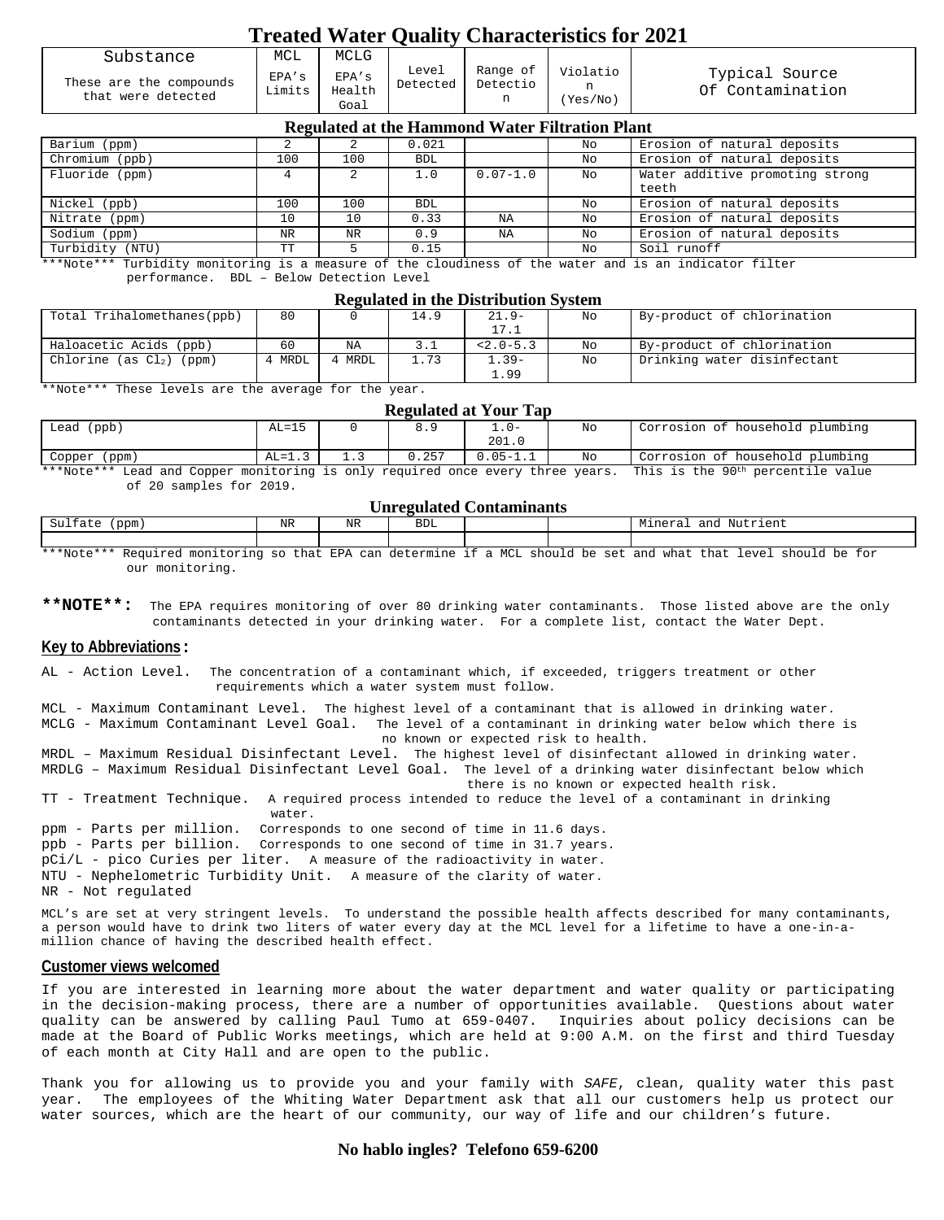# Treated Water Quality Characteristics for 2021

| Substance<br>These are the compounds that were detected | MCL<br>EPA's Limits | MCLG<br>EPA's Health Goal | Level Detected | Range of Detection | Violation (Yes/No) | Typical Source Of Contamination |
|---|---|---|---|---|---|---|
| **Regulated at the Hammond Water Filtration Plant** | | | | | | |
| Barium (ppm) | 2 | 2 | 0.021 | | No | Erosion of natural deposits |
| Chromium (ppb) | 100 | 100 | BDL | | No | Erosion of natural deposits |
| Fluoride (ppm) | 4 | 2 | 1.0 | 0.07-1.0 | No | Water additive promoting strong teeth |
| Nickel (ppb) | 100 | 100 | BDL | | No | Erosion of natural deposits |
| Nitrate (ppm) | 10 | 10 | 0.33 | NA | No | Erosion of natural deposits |
| Sodium (ppm) | NR | NR | 0.9 | NA | No | Erosion of natural deposits |
| Turbidity (NTU) | TT | 5 | 0.15 | | No | Soil runoff |

***Note*** Turbidity monitoring is a measure of the cloudiness of the water and is an indicator filter performance. BDL – Below Detection Level

| Substance | MCL | MCLG | Level Detected | Range of Detection | Violation (Yes/No) | Typical Source Of Contamination |
|---|---|---|---|---|---|---|
| **Regulated in the Distribution System** | | | | | | |
| Total Trihalomethanes(ppb) | 80 | 0 | 14.9 | 21.9-17.1 | No | By-product of chlorination |
| Haloacetic Acids (ppb) | 60 | NA | 3.1 | <2.0-5.3 | No | By-product of chlorination |
| Chlorine (as $Cl_2$) (ppm) | 4 MRDL | 4 MRDL | 1.73 | 1.39-1.99 | No | Drinking water disinfectant |

**Note*** These levels are the average for the year.

| Substance | MCL | MCLG | Level Detected | Range of Detection | Violation (Yes/No) | Typical Source Of Contamination |
|---|---|---|---|---|---|---|
| **Regulated at Your Tap** | | | | | | |
| Lead (ppb) | AL=15 | 0 | 8.9 | 1.0-201.0 | No | Corrosion of household plumbing |
| Copper (ppm) | AL=1.3 | 1.3 | 0.257 | 0.05-1.1 | No | Corrosion of household plumbing |

***Note*** Lead and Copper monitoring is only required once every three years. This is the 90th percentile value of 20 samples for 2019.

| Substance | MCL | MCLG | Level Detected | Range of Detection | Violation (Yes/No) | Typical Source Of Contamination |
|---|---|---|---|---|---|---|
| **Unregulated Contaminants** | | | | | | |
| Sulfate (ppm) | NR | NR | BDL | | | Mineral and Nutrient |
| | | | | | | |

***Note*** Required monitoring so that EPA can determine if a MCL should be set and what that level should be for our monitoring.

****NOTE**:** The EPA requires monitoring of over 80 drinking water contaminants. Those listed above are the only contaminants detected in your drinking water. For a complete list, contact the Water Dept.

## Key to Abbreviations:

AL - Action Level. The concentration of a contaminant which, if exceeded, triggers treatment or other requirements which a water system must follow.

MCL - Maximum Contaminant Level. The highest level of a contaminant that is allowed in drinking water.
MCLG - Maximum Contaminant Level Goal. The level of a contaminant in drinking water below which there is no known or expected risk to health.
MRDL – Maximum Residual Disinfectant Level. The highest level of disinfectant allowed in drinking water.
MRDLG – Maximum Residual Disinfectant Level Goal. The level of a drinking water disinfectant below which there is no known or expected health risk.
TT - Treatment Technique. A required process intended to reduce the level of a contaminant in drinking water.
ppm - Parts per million. Corresponds to one second of time in 11.6 days.
ppb - Parts per billion. Corresponds to one second of time in 31.7 years.
pCi/L - pico Curies per liter. A measure of the radioactivity in water.
NTU - Nephelometric Turbidity Unit. A measure of the clarity of water.
NR - Not regulated

MCL's are set at very stringent levels. To understand the possible health affects described for many contaminants, a person would have to drink two liters of water every day at the MCL level for a lifetime to have a one-in-a-million chance of having the described health effect.

## Customer views welcomed

If you are interested in learning more about the water department and water quality or participating in the decision-making process, there are a number of opportunities available. Questions about water quality can be answered by calling Paul Tumo at 659-0407. Inquiries about policy decisions can be made at the Board of Public Works meetings, which are held at 9:00 A.M. on the first and third Tuesday of each month at City Hall and are open to the public.

Thank you for allowing us to provide you and your family with *SAFE*, clean, quality water this past year. The employees of the Whiting Water Department ask that all our customers help us protect our water sources, which are the heart of our community, our way of life and our children's future.

**No hablo ingles? Telefono 659-6200**